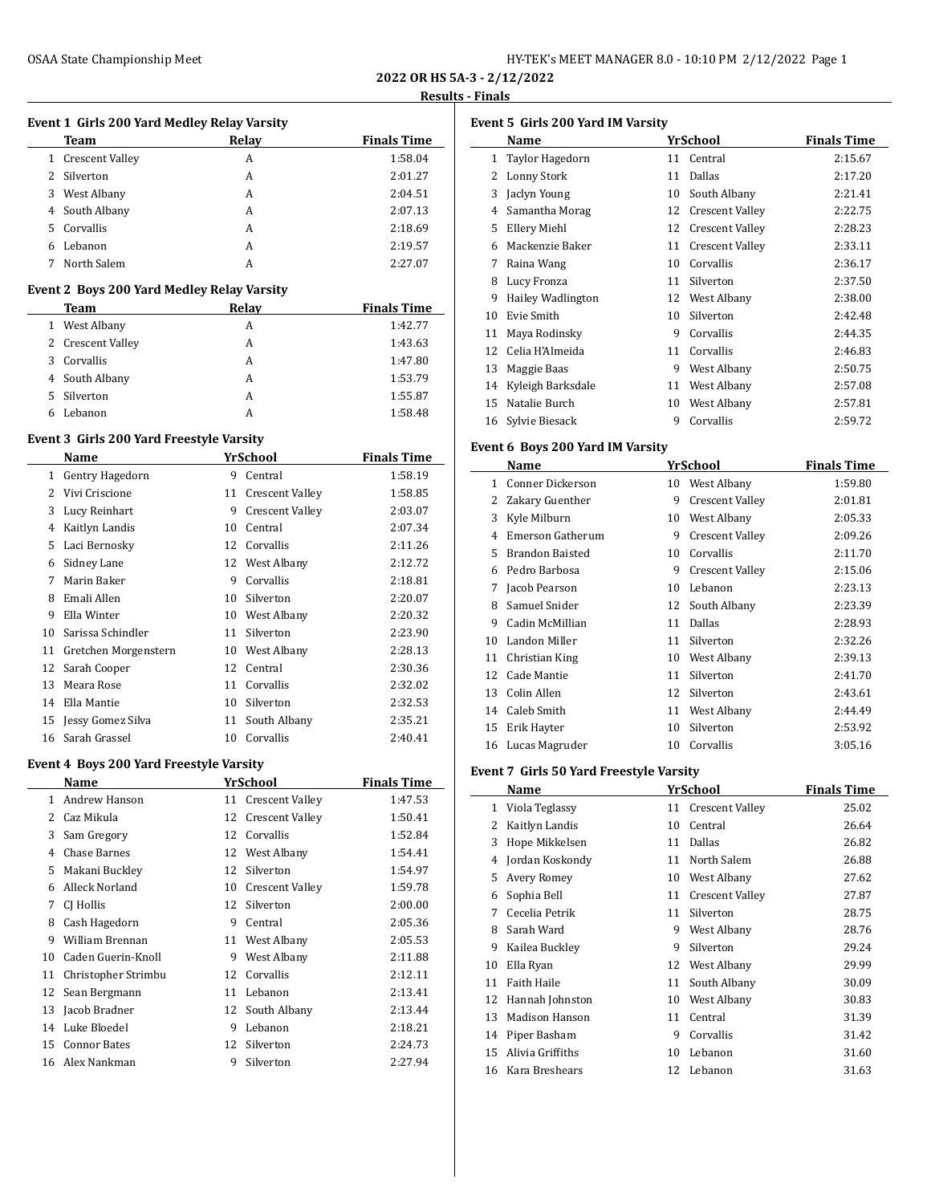## 2022 OR HS 5A-3 - 2/12/2022

### Results - Finals

#### Event 1 Girls 200 Yard Medley Relay Varsity

| | Team | Relay | Finals Time |
|---|---|---|---|
| 1 | Crescent Valley | A | 1:58.04 |
| 2 | Silverton | A | 2:01.27 |
| 3 | West Albany | A | 2:04.51 |
| 4 | South Albany | A | 2:07.13 |
| 5 | Corvallis | A | 2:18.69 |
| 6 | Lebanon | A | 2:19.57 |
| 7 | North Salem | A | 2:27.07 |

#### Event 2 Boys 200 Yard Medley Relay Varsity

| | Team | Relay | Finals Time |
|---|---|---|---|
| 1 | West Albany | A | 1:42.77 |
| 2 | Crescent Valley | A | 1:43.63 |
| 3 | Corvallis | A | 1:47.80 |
| 4 | South Albany | A | 1:53.79 |
| 5 | Silverton | A | 1:55.87 |
| 6 | Lebanon | A | 1:58.48 |

#### Event 3 Girls 200 Yard Freestyle Varsity

| | Name | Yr | School | Finals Time |
|---|---|---|---|---|
| 1 | Gentry Hagedorn | 9 | Central | 1:58.19 |
| 2 | Vivi Criscione | 11 | Crescent Valley | 1:58.85 |
| 3 | Lucy Reinhart | 9 | Crescent Valley | 2:03.07 |
| 4 | Kaitlyn Landis | 10 | Central | 2:07.34 |
| 5 | Laci Bernosky | 12 | Corvallis | 2:11.26 |
| 6 | Sidney Lane | 12 | West Albany | 2:12.72 |
| 7 | Marin Baker | 9 | Corvallis | 2:18.81 |
| 8 | Emali Allen | 10 | Silverton | 2:20.07 |
| 9 | Ella Winter | 10 | West Albany | 2:20.32 |
| 10 | Sarissa Schindler | 11 | Silverton | 2:23.90 |
| 11 | Gretchen Morgenstern | 10 | West Albany | 2:28.13 |
| 12 | Sarah Cooper | 12 | Central | 2:30.36 |
| 13 | Meara Rose | 11 | Corvallis | 2:32.02 |
| 14 | Ella Mantie | 10 | Silverton | 2:32.53 |
| 15 | Jessy Gomez Silva | 11 | South Albany | 2:35.21 |
| 16 | Sarah Grassel | 10 | Corvallis | 2:40.41 |

#### Event 4 Boys 200 Yard Freestyle Varsity

| | Name | Yr | School | Finals Time |
|---|---|---|---|---|
| 1 | Andrew Hanson | 11 | Crescent Valley | 1:47.53 |
| 2 | Caz Mikula | 12 | Crescent Valley | 1:50.41 |
| 3 | Sam Gregory | 12 | Corvallis | 1:52.84 |
| 4 | Chase Barnes | 12 | West Albany | 1:54.41 |
| 5 | Makani Buckley | 12 | Silverton | 1:54.97 |
| 6 | Alleck Norland | 10 | Crescent Valley | 1:59.78 |
| 7 | CJ Hollis | 12 | Silverton | 2:00.00 |
| 8 | Cash Hagedorn | 9 | Central | 2:05.36 |
| 9 | William Brennan | 11 | West Albany | 2:05.53 |
| 10 | Caden Guerin-Knoll | 9 | West Albany | 2:11.88 |
| 11 | Christopher Strimbu | 12 | Corvallis | 2:12.11 |
| 12 | Sean Bergmann | 11 | Lebanon | 2:13.41 |
| 13 | Jacob Bradner | 12 | South Albany | 2:13.44 |
| 14 | Luke Bloedel | 9 | Lebanon | 2:18.21 |
| 15 | Connor Bates | 12 | Silverton | 2:24.73 |
| 16 | Alex Nankman | 9 | Silverton | 2:27.94 |

#### Event 5 Girls 200 Yard IM Varsity

| | Name | Yr | School | Finals Time |
|---|---|---|---|---|
| 1 | Taylor Hagedorn | 11 | Central | 2:15.67 |
| 2 | Lonny Stork | 11 | Dallas | 2:17.20 |
| 3 | Jaclyn Young | 10 | South Albany | 2:21.41 |
| 4 | Samantha Morag | 12 | Crescent Valley | 2:22.75 |
| 5 | Ellery Miehl | 12 | Crescent Valley | 2:28.23 |
| 6 | Mackenzie Baker | 11 | Crescent Valley | 2:33.11 |
| 7 | Raina Wang | 10 | Corvallis | 2:36.17 |
| 8 | Lucy Fronza | 11 | Silverton | 2:37.50 |
| 9 | Hailey Wadlington | 12 | West Albany | 2:38.00 |
| 10 | Evie Smith | 10 | Silverton | 2:42.48 |
| 11 | Maya Rodinsky | 9 | Corvallis | 2:44.35 |
| 12 | Celia H'Almeida | 11 | Corvallis | 2:46.83 |
| 13 | Maggie Baas | 9 | West Albany | 2:50.75 |
| 14 | Kyleigh Barksdale | 11 | West Albany | 2:57.08 |
| 15 | Natalie Burch | 10 | West Albany | 2:57.81 |
| 16 | Sylvie Biesack | 9 | Corvallis | 2:59.72 |

#### Event 6 Boys 200 Yard IM Varsity

| | Name | Yr | School | Finals Time |
|---|---|---|---|---|
| 1 | Conner Dickerson | 10 | West Albany | 1:59.80 |
| 2 | Zakary Guenther | 9 | Crescent Valley | 2:01.81 |
| 3 | Kyle Milburn | 10 | West Albany | 2:05.33 |
| 4 | Emerson Gatherum | 9 | Crescent Valley | 2:09.26 |
| 5 | Brandon Baisted | 10 | Corvallis | 2:11.70 |
| 6 | Pedro Barbosa | 9 | Crescent Valley | 2:15.06 |
| 7 | Jacob Pearson | 10 | Lebanon | 2:23.13 |
| 8 | Samuel Snider | 12 | South Albany | 2:23.39 |
| 9 | Cadin McMillian | 11 | Dallas | 2:28.93 |
| 10 | Landon Miller | 11 | Silverton | 2:32.26 |
| 11 | Christian King | 10 | West Albany | 2:39.13 |
| 12 | Cade Mantie | 11 | Silverton | 2:41.70 |
| 13 | Colin Allen | 12 | Silverton | 2:43.61 |
| 14 | Caleb Smith | 11 | West Albany | 2:44.49 |
| 15 | Erik Hayter | 10 | Silverton | 2:53.92 |
| 16 | Lucas Magruder | 10 | Corvallis | 3:05.16 |

#### Event 7 Girls 50 Yard Freestyle Varsity

| | Name | Yr | School | Finals Time |
|---|---|---|---|---|
| 1 | Viola Teglassy | 11 | Crescent Valley | 25.02 |
| 2 | Kaitlyn Landis | 10 | Central | 26.64 |
| 3 | Hope Mikkelsen | 11 | Dallas | 26.82 |
| 4 | Jordan Koskondy | 11 | North Salem | 26.88 |
| 5 | Avery Romey | 10 | West Albany | 27.62 |
| 6 | Sophia Bell | 11 | Crescent Valley | 27.87 |
| 7 | Cecelia Petrik | 11 | Silverton | 28.75 |
| 8 | Sarah Ward | 9 | West Albany | 28.76 |
| 9 | Kailea Buckley | 9 | Silverton | 29.24 |
| 10 | Ella Ryan | 12 | West Albany | 29.99 |
| 11 | Faith Haile | 11 | South Albany | 30.09 |
| 12 | Hannah Johnston | 10 | West Albany | 30.83 |
| 13 | Madison Hanson | 11 | Central | 31.39 |
| 14 | Piper Basham | 9 | Corvallis | 31.42 |
| 15 | Alivia Griffiths | 10 | Lebanon | 31.60 |
| 16 | Kara Breshears | 12 | Lebanon | 31.63 |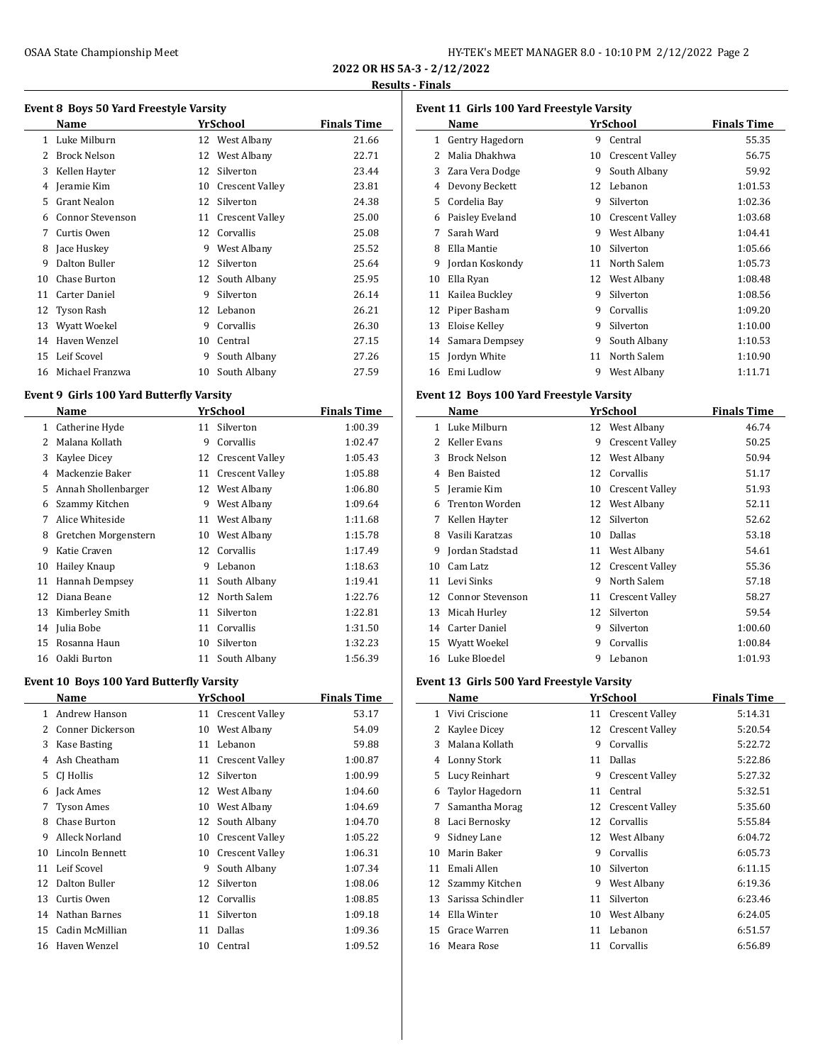**2022 OR HS 5A-3 - 2/12/2022**

**Results - Finals**

### Event 8 Boys 50 Yard Freestyle Varsity

| | Name | Yr | School | Finals Time |
|---|---|---|---|---|
| 1 | Luke Milburn | 12 | West Albany | 21.66 |
| 2 | Brock Nelson | 12 | West Albany | 22.71 |
| 3 | Kellen Hayter | 12 | Silverton | 23.44 |
| 4 | Jeramie Kim | 10 | Crescent Valley | 23.81 |
| 5 | Grant Nealon | 12 | Silverton | 24.38 |
| 6 | Connor Stevenson | 11 | Crescent Valley | 25.00 |
| 7 | Curtis Owen | 12 | Corvallis | 25.08 |
| 8 | Jace Huskey | 9 | West Albany | 25.52 |
| 9 | Dalton Buller | 12 | Silverton | 25.64 |
| 10 | Chase Burton | 12 | South Albany | 25.95 |
| 11 | Carter Daniel | 9 | Silverton | 26.14 |
| 12 | Tyson Rash | 12 | Lebanon | 26.21 |
| 13 | Wyatt Woekel | 9 | Corvallis | 26.30 |
| 14 | Haven Wenzel | 10 | Central | 27.15 |
| 15 | Leif Scovel | 9 | South Albany | 27.26 |
| 16 | Michael Franzwa | 10 | South Albany | 27.59 |

### Event 9 Girls 100 Yard Butterfly Varsity

| | Name | Yr | School | Finals Time |
|---|---|---|---|---|
| 1 | Catherine Hyde | 11 | Silverton | 1:00.39 |
| 2 | Malana Kollath | 9 | Corvallis | 1:02.47 |
| 3 | Kaylee Dicey | 12 | Crescent Valley | 1:05.43 |
| 4 | Mackenzie Baker | 11 | Crescent Valley | 1:05.88 |
| 5 | Annah Shollenbarger | 12 | West Albany | 1:06.80 |
| 6 | Szammy Kitchen | 9 | West Albany | 1:09.64 |
| 7 | Alice Whiteside | 11 | West Albany | 1:11.68 |
| 8 | Gretchen Morgenstern | 10 | West Albany | 1:15.78 |
| 9 | Katie Craven | 12 | Corvallis | 1:17.49 |
| 10 | Hailey Knaup | 9 | Lebanon | 1:18.63 |
| 11 | Hannah Dempsey | 11 | South Albany | 1:19.41 |
| 12 | Diana Beane | 12 | North Salem | 1:22.76 |
| 13 | Kimberley Smith | 11 | Silverton | 1:22.81 |
| 14 | Julia Bobe | 11 | Corvallis | 1:31.50 |
| 15 | Rosanna Haun | 10 | Silverton | 1:32.23 |
| 16 | Oakli Burton | 11 | South Albany | 1:56.39 |

### Event 10 Boys 100 Yard Butterfly Varsity

| | Name | Yr | School | Finals Time |
|---|---|---|---|---|
| 1 | Andrew Hanson | 11 | Crescent Valley | 53.17 |
| 2 | Conner Dickerson | 10 | West Albany | 54.09 |
| 3 | Kase Basting | 11 | Lebanon | 59.88 |
| 4 | Ash Cheatham | 11 | Crescent Valley | 1:00.87 |
| 5 | CJ Hollis | 12 | Silverton | 1:00.99 |
| 6 | Jack Ames | 12 | West Albany | 1:04.60 |
| 7 | Tyson Ames | 10 | West Albany | 1:04.69 |
| 8 | Chase Burton | 12 | South Albany | 1:04.70 |
| 9 | Alleck Norland | 10 | Crescent Valley | 1:05.22 |
| 10 | Lincoln Bennett | 10 | Crescent Valley | 1:06.31 |
| 11 | Leif Scovel | 9 | South Albany | 1:07.34 |
| 12 | Dalton Buller | 12 | Silverton | 1:08.06 |
| 13 | Curtis Owen | 12 | Corvallis | 1:08.85 |
| 14 | Nathan Barnes | 11 | Silverton | 1:09.18 |
| 15 | Cadin McMillian | 11 | Dallas | 1:09.36 |
| 16 | Haven Wenzel | 10 | Central | 1:09.52 |

### Event 11 Girls 100 Yard Freestyle Varsity

| | Name | Yr | School | Finals Time |
|---|---|---|---|---|
| 1 | Gentry Hagedorn | 9 | Central | 55.35 |
| 2 | Malia Dhakhwa | 10 | Crescent Valley | 56.75 |
| 3 | Zara Vera Dodge | 9 | South Albany | 59.92 |
| 4 | Devony Beckett | 12 | Lebanon | 1:01.53 |
| 5 | Cordelia Bay | 9 | Silverton | 1:02.36 |
| 6 | Paisley Eveland | 10 | Crescent Valley | 1:03.68 |
| 7 | Sarah Ward | 9 | West Albany | 1:04.41 |
| 8 | Ella Mantie | 10 | Silverton | 1:05.66 |
| 9 | Jordan Koskondy | 11 | North Salem | 1:05.73 |
| 10 | Ella Ryan | 12 | West Albany | 1:08.48 |
| 11 | Kailea Buckley | 9 | Silverton | 1:08.56 |
| 12 | Piper Basham | 9 | Corvallis | 1:09.20 |
| 13 | Eloise Kelley | 9 | Silverton | 1:10.00 |
| 14 | Samara Dempsey | 9 | South Albany | 1:10.53 |
| 15 | Jordyn White | 11 | North Salem | 1:10.90 |
| 16 | Emi Ludlow | 9 | West Albany | 1:11.71 |

### Event 12 Boys 100 Yard Freestyle Varsity

| | Name | Yr | School | Finals Time |
|---|---|---|---|---|
| 1 | Luke Milburn | 12 | West Albany | 46.74 |
| 2 | Keller Evans | 9 | Crescent Valley | 50.25 |
| 3 | Brock Nelson | 12 | West Albany | 50.94 |
| 4 | Ben Baisted | 12 | Corvallis | 51.17 |
| 5 | Jeramie Kim | 10 | Crescent Valley | 51.93 |
| 6 | Trenton Worden | 12 | West Albany | 52.11 |
| 7 | Kellen Hayter | 12 | Silverton | 52.62 |
| 8 | Vasili Karatzas | 10 | Dallas | 53.18 |
| 9 | Jordan Stadstad | 11 | West Albany | 54.61 |
| 10 | Cam Latz | 12 | Crescent Valley | 55.36 |
| 11 | Levi Sinks | 9 | North Salem | 57.18 |
| 12 | Connor Stevenson | 11 | Crescent Valley | 58.27 |
| 13 | Micah Hurley | 12 | Silverton | 59.54 |
| 14 | Carter Daniel | 9 | Silverton | 1:00.60 |
| 15 | Wyatt Woekel | 9 | Corvallis | 1:00.84 |
| 16 | Luke Bloedel | 9 | Lebanon | 1:01.93 |

### Event 13 Girls 500 Yard Freestyle Varsity

| | Name | Yr | School | Finals Time |
|---|---|---|---|---|
| 1 | Vivi Criscione | 11 | Crescent Valley | 5:14.31 |
| 2 | Kaylee Dicey | 12 | Crescent Valley | 5:20.54 |
| 3 | Malana Kollath | 9 | Corvallis | 5:22.72 |
| 4 | Lonny Stork | 11 | Dallas | 5:22.86 |
| 5 | Lucy Reinhart | 9 | Crescent Valley | 5:27.32 |
| 6 | Taylor Hagedorn | 11 | Central | 5:32.51 |
| 7 | Samantha Morag | 12 | Crescent Valley | 5:35.60 |
| 8 | Laci Bernosky | 12 | Corvallis | 5:55.84 |
| 9 | Sidney Lane | 12 | West Albany | 6:04.72 |
| 10 | Marin Baker | 9 | Corvallis | 6:05.73 |
| 11 | Emali Allen | 10 | Silverton | 6:11.15 |
| 12 | Szammy Kitchen | 9 | West Albany | 6:19.36 |
| 13 | Sarissa Schindler | 11 | Silverton | 6:23.46 |
| 14 | Ella Winter | 10 | West Albany | 6:24.05 |
| 15 | Grace Warren | 11 | Lebanon | 6:51.57 |
| 16 | Meara Rose | 11 | Corvallis | 6:56.89 |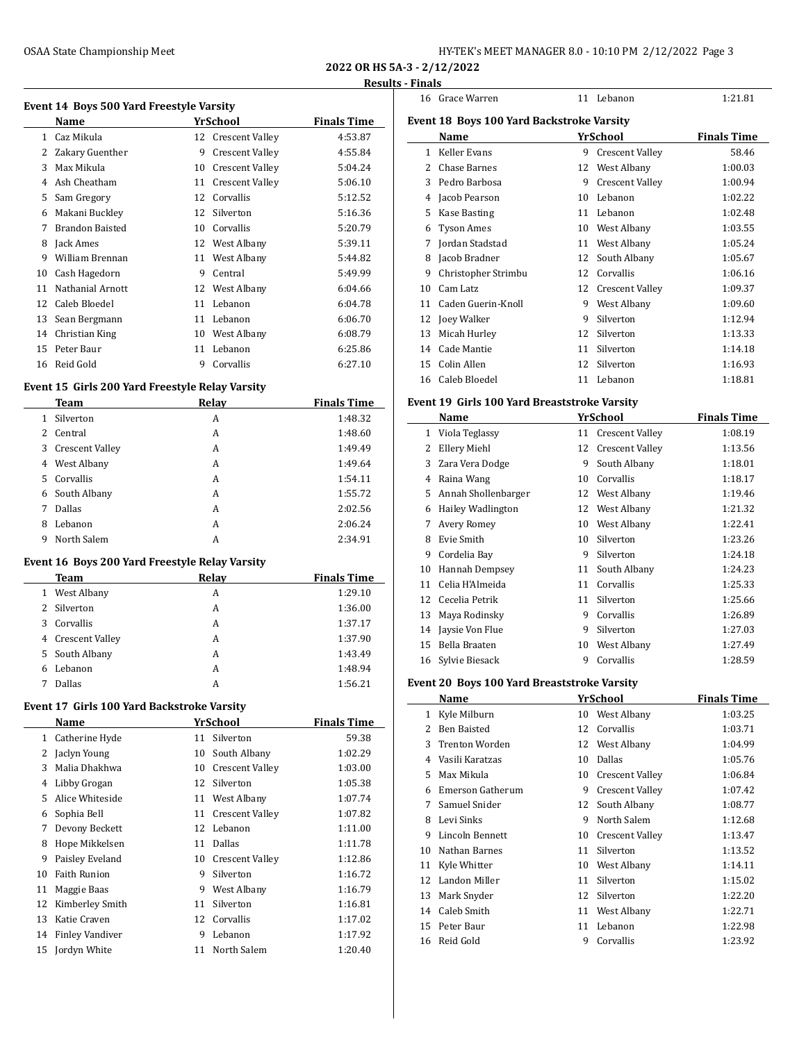## 2022 OR HS 5A-3 - 2/12/2022

### Results - Finals

#### Event 14 Boys 500 Yard Freestyle Varsity

| | Name | Yr | School | Finals Time |
|---|---|---|---|---|
| 1 | Caz Mikula | 12 | Crescent Valley | 4:53.87 |
| 2 | Zakary Guenther | 9 | Crescent Valley | 4:55.84 |
| 3 | Max Mikula | 10 | Crescent Valley | 5:04.24 |
| 4 | Ash Cheatham | 11 | Crescent Valley | 5:06.10 |
| 5 | Sam Gregory | 12 | Corvallis | 5:12.52 |
| 6 | Makani Buckley | 12 | Silverton | 5:16.36 |
| 7 | Brandon Baisted | 10 | Corvallis | 5:20.79 |
| 8 | Jack Ames | 12 | West Albany | 5:39.11 |
| 9 | William Brennan | 11 | West Albany | 5:44.82 |
| 10 | Cash Hagedorn | 9 | Central | 5:49.99 |
| 11 | Nathanial Arnott | 12 | West Albany | 6:04.66 |
| 12 | Caleb Bloedel | 11 | Lebanon | 6:04.78 |
| 13 | Sean Bergmann | 11 | Lebanon | 6:06.70 |
| 14 | Christian King | 10 | West Albany | 6:08.79 |
| 15 | Peter Baur | 11 | Lebanon | 6:25.86 |
| 16 | Reid Gold | 9 | Corvallis | 6:27.10 |

#### Event 15 Girls 200 Yard Freestyle Relay Varsity

| | Team | Relay | Finals Time |
|---|---|---|---|
| 1 | Silverton | A | 1:48.32 |
| 2 | Central | A | 1:48.60 |
| 3 | Crescent Valley | A | 1:49.49 |
| 4 | West Albany | A | 1:49.64 |
| 5 | Corvallis | A | 1:54.11 |
| 6 | South Albany | A | 1:55.72 |
| 7 | Dallas | A | 2:02.56 |
| 8 | Lebanon | A | 2:06.24 |
| 9 | North Salem | A | 2:34.91 |

#### Event 16 Boys 200 Yard Freestyle Relay Varsity

| | Team | Relay | Finals Time |
|---|---|---|---|
| 1 | West Albany | A | 1:29.10 |
| 2 | Silverton | A | 1:36.00 |
| 3 | Corvallis | A | 1:37.17 |
| 4 | Crescent Valley | A | 1:37.90 |
| 5 | South Albany | A | 1:43.49 |
| 6 | Lebanon | A | 1:48.94 |
| 7 | Dallas | A | 1:56.21 |

#### Event 17 Girls 100 Yard Backstroke Varsity

| | Name | Yr | School | Finals Time |
|---|---|---|---|---|
| 1 | Catherine Hyde | 11 | Silverton | 59.38 |
| 2 | Jaclyn Young | 10 | South Albany | 1:02.29 |
| 3 | Malia Dhakhwa | 10 | Crescent Valley | 1:03.00 |
| 4 | Libby Grogan | 12 | Silverton | 1:05.38 |
| 5 | Alice Whiteside | 11 | West Albany | 1:07.74 |
| 6 | Sophia Bell | 11 | Crescent Valley | 1:07.82 |
| 7 | Devony Beckett | 12 | Lebanon | 1:11.00 |
| 8 | Hope Mikkelsen | 11 | Dallas | 1:11.78 |
| 9 | Paisley Eveland | 10 | Crescent Valley | 1:12.86 |
| 10 | Faith Runion | 9 | Silverton | 1:16.72 |
| 11 | Maggie Baas | 9 | West Albany | 1:16.79 |
| 12 | Kimberley Smith | 11 | Silverton | 1:16.81 |
| 13 | Katie Craven | 12 | Corvallis | 1:17.02 |
| 14 | Finley Vandiver | 9 | Lebanon | 1:17.92 |
| 15 | Jordyn White | 11 | North Salem | 1:20.40 |
| 16 | Grace Warren | 11 | Lebanon | 1:21.81 |

#### Event 18 Boys 100 Yard Backstroke Varsity

| | Name | Yr | School | Finals Time |
|---|---|---|---|---|
| 1 | Keller Evans | 9 | Crescent Valley | 58.46 |
| 2 | Chase Barnes | 12 | West Albany | 1:00.03 |
| 3 | Pedro Barbosa | 9 | Crescent Valley | 1:00.94 |
| 4 | Jacob Pearson | 10 | Lebanon | 1:02.22 |
| 5 | Kase Basting | 11 | Lebanon | 1:02.48 |
| 6 | Tyson Ames | 10 | West Albany | 1:03.55 |
| 7 | Jordan Stadstad | 11 | West Albany | 1:05.24 |
| 8 | Jacob Bradner | 12 | South Albany | 1:05.67 |
| 9 | Christopher Strimbu | 12 | Corvallis | 1:06.16 |
| 10 | Cam Latz | 12 | Crescent Valley | 1:09.37 |
| 11 | Caden Guerin-Knoll | 9 | West Albany | 1:09.60 |
| 12 | Joey Walker | 9 | Silverton | 1:12.94 |
| 13 | Micah Hurley | 12 | Silverton | 1:13.33 |
| 14 | Cade Mantie | 11 | Silverton | 1:14.18 |
| 15 | Colin Allen | 12 | Silverton | 1:16.93 |
| 16 | Caleb Bloedel | 11 | Lebanon | 1:18.81 |

#### Event 19 Girls 100 Yard Breaststroke Varsity

| | Name | Yr | School | Finals Time |
|---|---|---|---|---|
| 1 | Viola Teglassy | 11 | Crescent Valley | 1:08.19 |
| 2 | Ellery Miehl | 12 | Crescent Valley | 1:13.56 |
| 3 | Zara Vera Dodge | 9 | South Albany | 1:18.01 |
| 4 | Raina Wang | 10 | Corvallis | 1:18.17 |
| 5 | Annah Shollenbarger | 12 | West Albany | 1:19.46 |
| 6 | Hailey Wadlington | 12 | West Albany | 1:21.32 |
| 7 | Avery Romey | 10 | West Albany | 1:22.41 |
| 8 | Evie Smith | 10 | Silverton | 1:23.26 |
| 9 | Cordelia Bay | 9 | Silverton | 1:24.18 |
| 10 | Hannah Dempsey | 11 | South Albany | 1:24.23 |
| 11 | Celia H'Almeida | 11 | Corvallis | 1:25.33 |
| 12 | Cecelia Petrik | 11 | Silverton | 1:25.66 |
| 13 | Maya Rodinsky | 9 | Corvallis | 1:26.89 |
| 14 | Jaysie Von Flue | 9 | Silverton | 1:27.03 |
| 15 | Bella Braaten | 10 | West Albany | 1:27.49 |
| 16 | Sylvie Biesack | 9 | Corvallis | 1:28.59 |

#### Event 20 Boys 100 Yard Breaststroke Varsity

| | Name | Yr | School | Finals Time |
|---|---|---|---|---|
| 1 | Kyle Milburn | 10 | West Albany | 1:03.25 |
| 2 | Ben Baisted | 12 | Corvallis | 1:03.71 |
| 3 | Trenton Worden | 12 | West Albany | 1:04.99 |
| 4 | Vasili Karatzas | 10 | Dallas | 1:05.76 |
| 5 | Max Mikula | 10 | Crescent Valley | 1:06.84 |
| 6 | Emerson Gatherum | 9 | Crescent Valley | 1:07.42 |
| 7 | Samuel Snider | 12 | South Albany | 1:08.77 |
| 8 | Levi Sinks | 9 | North Salem | 1:12.68 |
| 9 | Lincoln Bennett | 10 | Crescent Valley | 1:13.47 |
| 10 | Nathan Barnes | 11 | Silverton | 1:13.52 |
| 11 | Kyle Whitter | 10 | West Albany | 1:14.11 |
| 12 | Landon Miller | 11 | Silverton | 1:15.02 |
| 13 | Mark Snyder | 12 | Silverton | 1:22.20 |
| 14 | Caleb Smith | 11 | West Albany | 1:22.71 |
| 15 | Peter Baur | 11 | Lebanon | 1:22.98 |
| 16 | Reid Gold | 9 | Corvallis | 1:23.92 |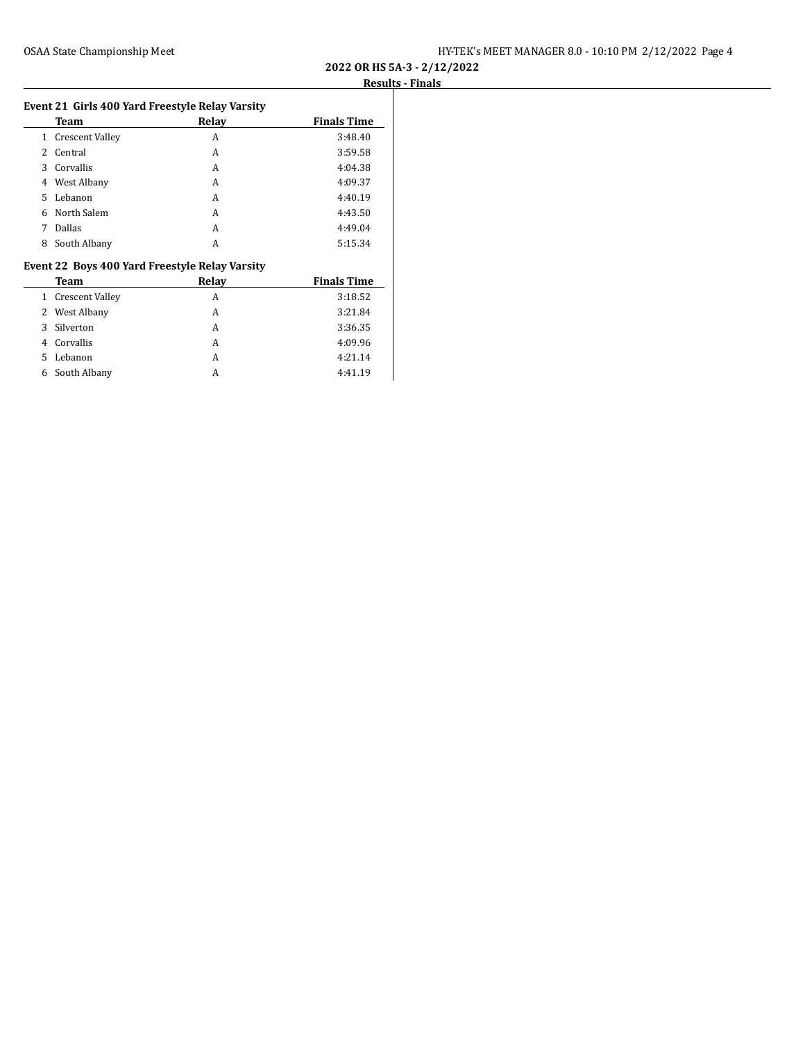**2022 OR HS 5A-3 - 2/12/2022**

**Results - Finals**

### Event 21 Girls 400 Yard Freestyle Relay Varsity

| | Team | Relay | Finals Time |
|---|---|---|---|
| 1 | Crescent Valley | A | 3:48.40 |
| 2 | Central | A | 3:59.58 |
| 3 | Corvallis | A | 4:04.38 |
| 4 | West Albany | A | 4:09.37 |
| 5 | Lebanon | A | 4:40.19 |
| 6 | North Salem | A | 4:43.50 |
| 7 | Dallas | A | 4:49.04 |
| 8 | South Albany | A | 5:15.34 |

### Event 22 Boys 400 Yard Freestyle Relay Varsity

| | Team | Relay | Finals Time |
|---|---|---|---|
| 1 | Crescent Valley | A | 3:18.52 |
| 2 | West Albany | A | 3:21.84 |
| 3 | Silverton | A | 3:36.35 |
| 4 | Corvallis | A | 4:09.96 |
| 5 | Lebanon | A | 4:21.14 |
| 6 | South Albany | A | 4:41.19 |